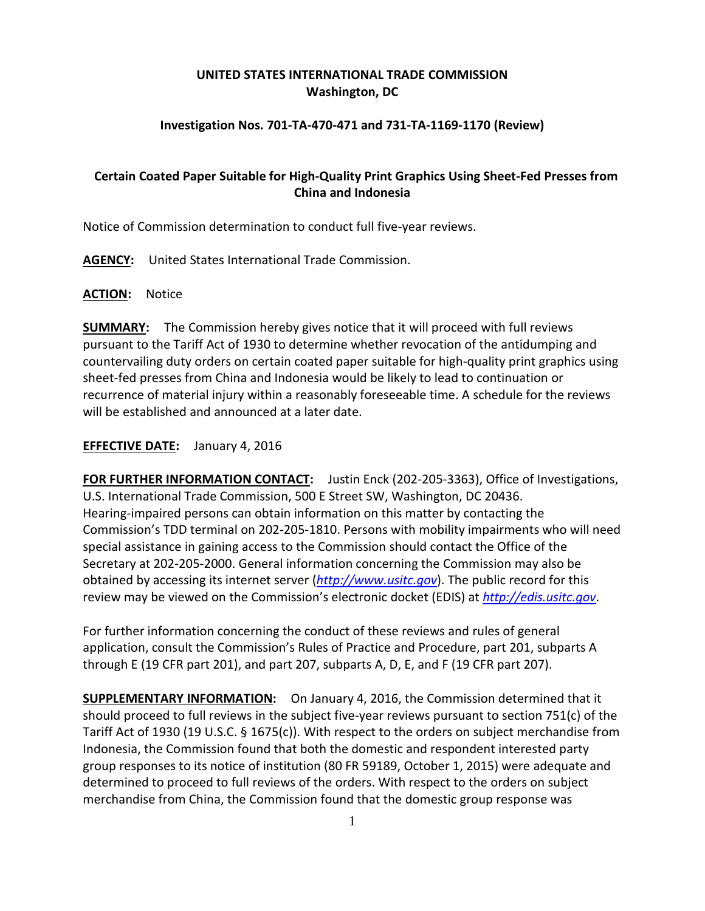**UNITED STATES INTERNATIONAL TRADE COMMISSION**
**Washington, DC**

**Investigation Nos. 701-TA-470-471 and 731-TA-1169-1170 (Review)**

**Certain Coated Paper Suitable for High-Quality Print Graphics Using Sheet-Fed Presses from China and Indonesia**

Notice of Commission determination to conduct full five-year reviews.

**AGENCY:** United States International Trade Commission.

**ACTION:** Notice

**SUMMARY:** The Commission hereby gives notice that it will proceed with full reviews pursuant to the Tariff Act of 1930 to determine whether revocation of the antidumping and countervailing duty orders on certain coated paper suitable for high-quality print graphics using sheet-fed presses from China and Indonesia would be likely to lead to continuation or recurrence of material injury within a reasonably foreseeable time. A schedule for the reviews will be established and announced at a later date.

**EFFECTIVE DATE:** January 4, 2016

**FOR FURTHER INFORMATION CONTACT:** Justin Enck (202-205-3363), Office of Investigations, U.S. International Trade Commission, 500 E Street SW, Washington, DC 20436. Hearing-impaired persons can obtain information on this matter by contacting the Commission's TDD terminal on 202-205-1810. Persons with mobility impairments who will need special assistance in gaining access to the Commission should contact the Office of the Secretary at 202-205-2000. General information concerning the Commission may also be obtained by accessing its internet server (*http://www.usitc.gov*). The public record for this review may be viewed on the Commission's electronic docket (EDIS) at *http://edis.usitc.gov*.

For further information concerning the conduct of these reviews and rules of general application, consult the Commission's Rules of Practice and Procedure, part 201, subparts A through E (19 CFR part 201), and part 207, subparts A, D, E, and F (19 CFR part 207).

**SUPPLEMENTARY INFORMATION:** On January 4, 2016, the Commission determined that it should proceed to full reviews in the subject five-year reviews pursuant to section 751(c) of the Tariff Act of 1930 (19 U.S.C. § 1675(c)). With respect to the orders on subject merchandise from Indonesia, the Commission found that both the domestic and respondent interested party group responses to its notice of institution (80 FR 59189, October 1, 2015) were adequate and determined to proceed to full reviews of the orders. With respect to the orders on subject merchandise from China, the Commission found that the domestic group response was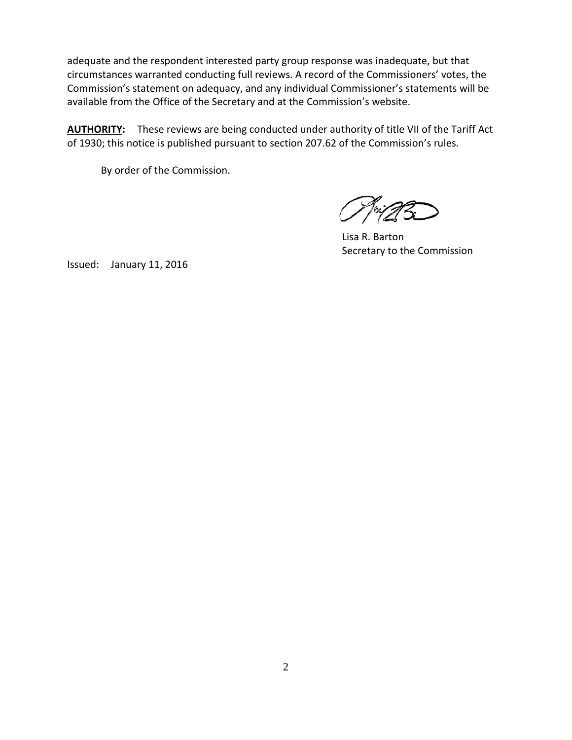adequate and the respondent interested party group response was inadequate, but that circumstances warranted conducting full reviews. A record of the Commissioners' votes, the Commission's statement on adequacy, and any individual Commissioner's statements will be available from the Office of the Secretary and at the Commission's website.

**AUTHORITY:** These reviews are being conducted under authority of title VII of the Tariff Act of 1930; this notice is published pursuant to section 207.62 of the Commission's rules.

By order of the Commission.

Lisa R. Barton
Secretary to the Commission

Issued: January 11, 2016